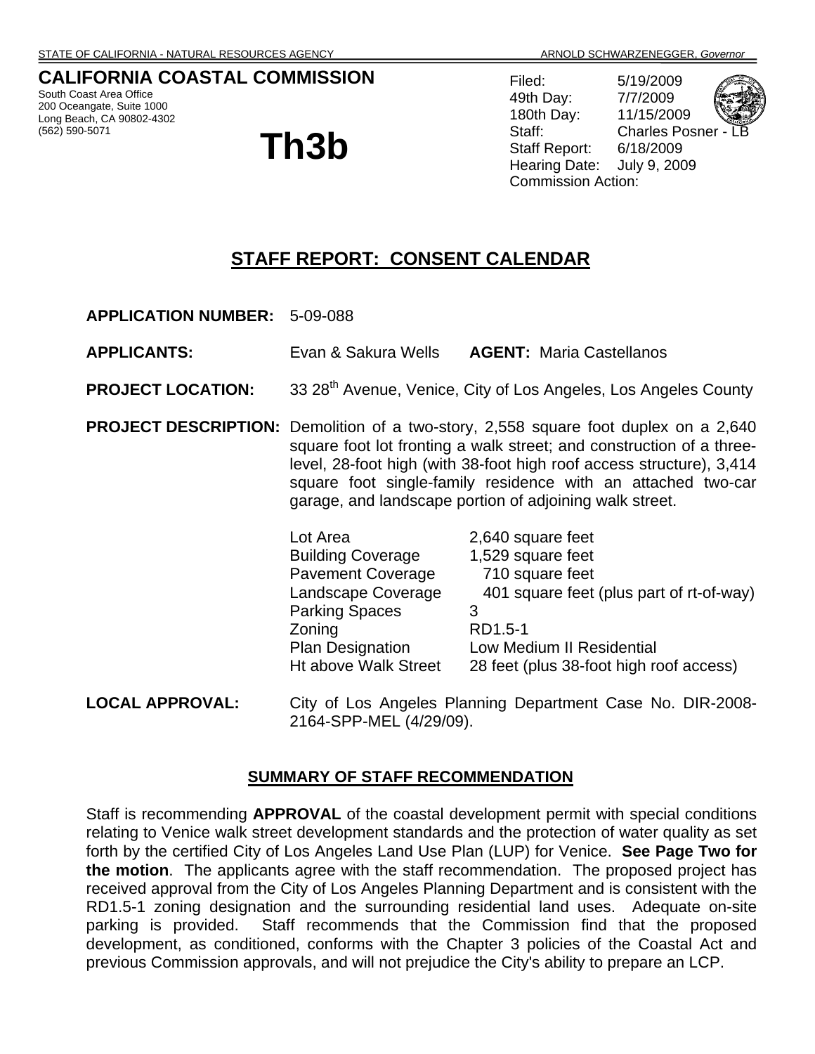STATE OF CALIFORNIA - NATURAL RESOURCES AGENCY ARNOLD SCHWARZENEGGER, *Governor*

# CALIFORNIA COASTAL COMMISSION

South Coast Area Office
200 Oceangate, Suite 1000
Long Beach, CA 90802-4302
(562) 590-5071

# Th3b

Filed: 5/19/2009
49th Day: 7/7/2009
180th Day: 11/15/2009
Staff: Charles Posner - LB
Staff Report: 6/18/2009
Hearing Date: July 9, 2009
Commission Action:

## STAFF REPORT: CONSENT CALENDAR

**APPLICATION NUMBER:** 5-09-088

**APPLICANTS:** Evan & Sakura Wells **AGENT:** Maria Castellanos

**PROJECT LOCATION:** 33 28th Avenue, Venice, City of Los Angeles, Los Angeles County

**PROJECT DESCRIPTION:** Demolition of a two-story, 2,558 square foot duplex on a 2,640 square foot lot fronting a walk street; and construction of a three-level, 28-foot high (with 38-foot high roof access structure), 3,414 square foot single-family residence with an attached two-car garage, and landscape portion of adjoining walk street.

| | |
|---|---|
| Lot Area | 2,640 square feet |
| Building Coverage | 1,529 square feet |
| Pavement Coverage | 710 square feet |
| Landscape Coverage | 401 square feet (plus part of rt-of-way) |
| Parking Spaces | 3 |
| Zoning | RD1.5-1 |
| Plan Designation | Low Medium II Residential |
| Ht above Walk Street | 28 feet (plus 38-foot high roof access) |

**LOCAL APPROVAL:** City of Los Angeles Planning Department Case No. DIR-2008-2164-SPP-MEL (4/29/09).

### SUMMARY OF STAFF RECOMMENDATION

Staff is recommending **APPROVAL** of the coastal development permit with special conditions relating to Venice walk street development standards and the protection of water quality as set forth by the certified City of Los Angeles Land Use Plan (LUP) for Venice. **See Page Two for the motion**. The applicants agree with the staff recommendation. The proposed project has received approval from the City of Los Angeles Planning Department and is consistent with the RD1.5-1 zoning designation and the surrounding residential land uses. Adequate on-site parking is provided. Staff recommends that the Commission find that the proposed development, as conditioned, conforms with the Chapter 3 policies of the Coastal Act and previous Commission approvals, and will not prejudice the City's ability to prepare an LCP.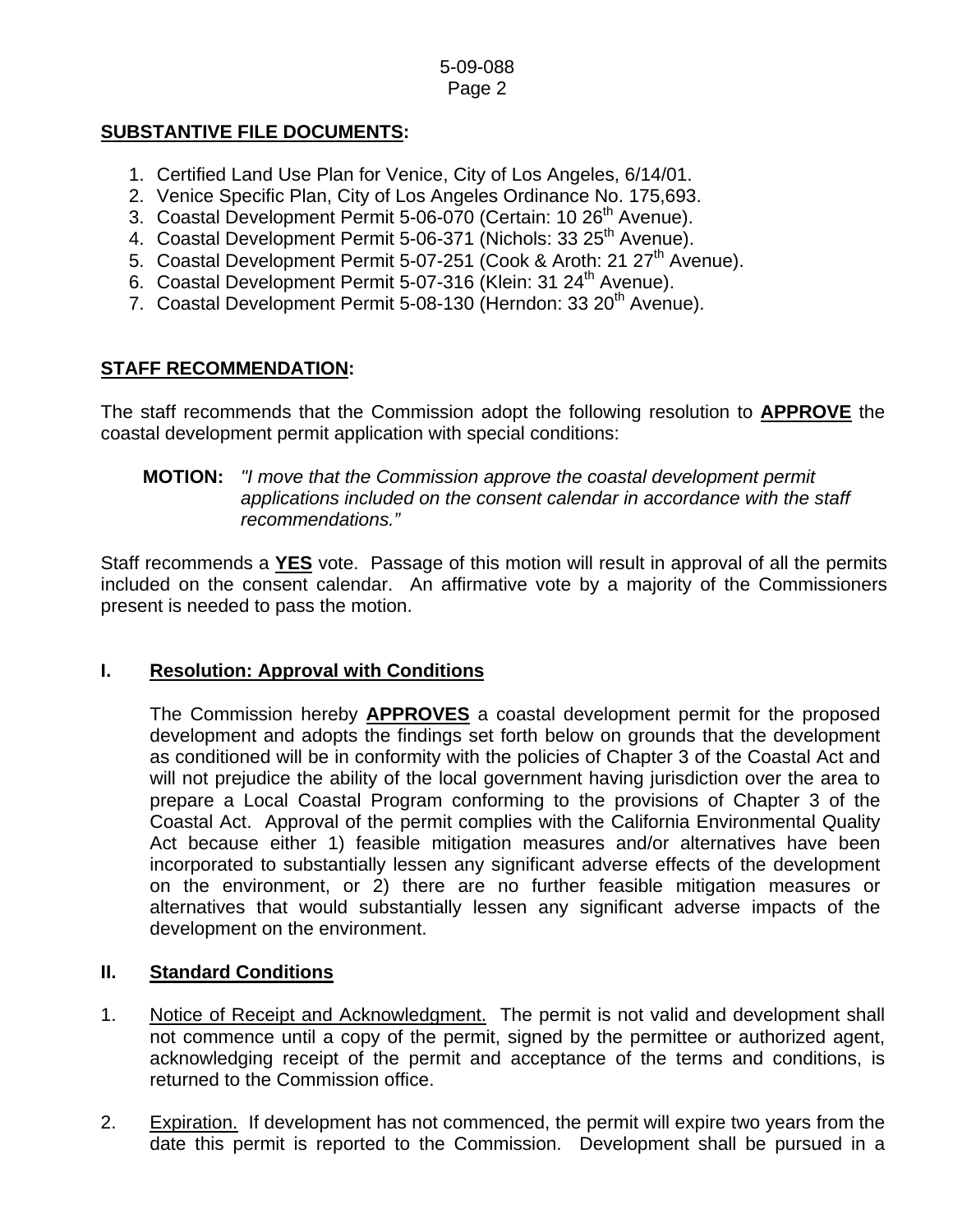**SUBSTANTIVE FILE DOCUMENTS:**

1. Certified Land Use Plan for Venice, City of Los Angeles, 6/14/01.
2. Venice Specific Plan, City of Los Angeles Ordinance No. 175,693.
3. Coastal Development Permit 5-06-070 (Certain: 10 26th Avenue).
4. Coastal Development Permit 5-06-371 (Nichols: 33 25th Avenue).
5. Coastal Development Permit 5-07-251 (Cook & Aroth: 21 27th Avenue).
6. Coastal Development Permit 5-07-316 (Klein: 31 24th Avenue).
7. Coastal Development Permit 5-08-130 (Herndon: 33 20th Avenue).

**STAFF RECOMMENDATION:**

The staff recommends that the Commission adopt the following resolution to **APPROVE** the coastal development permit application with special conditions:

**MOTION:** *"I move that the Commission approve the coastal development permit applications included on the consent calendar in accordance with the staff recommendations."*

Staff recommends a **YES** vote. Passage of this motion will result in approval of all the permits included on the consent calendar. An affirmative vote by a majority of the Commissioners present is needed to pass the motion.

## I. Resolution: Approval with Conditions

The Commission hereby **APPROVES** a coastal development permit for the proposed development and adopts the findings set forth below on grounds that the development as conditioned will be in conformity with the policies of Chapter 3 of the Coastal Act and will not prejudice the ability of the local government having jurisdiction over the area to prepare a Local Coastal Program conforming to the provisions of Chapter 3 of the Coastal Act. Approval of the permit complies with the California Environmental Quality Act because either 1) feasible mitigation measures and/or alternatives have been incorporated to substantially lessen any significant adverse effects of the development on the environment, or 2) there are no further feasible mitigation measures or alternatives that would substantially lessen any significant adverse impacts of the development on the environment.

## II. Standard Conditions

1. Notice of Receipt and Acknowledgment. The permit is not valid and development shall not commence until a copy of the permit, signed by the permittee or authorized agent, acknowledging receipt of the permit and acceptance of the terms and conditions, is returned to the Commission office.

2. Expiration. If development has not commenced, the permit will expire two years from the date this permit is reported to the Commission. Development shall be pursued in a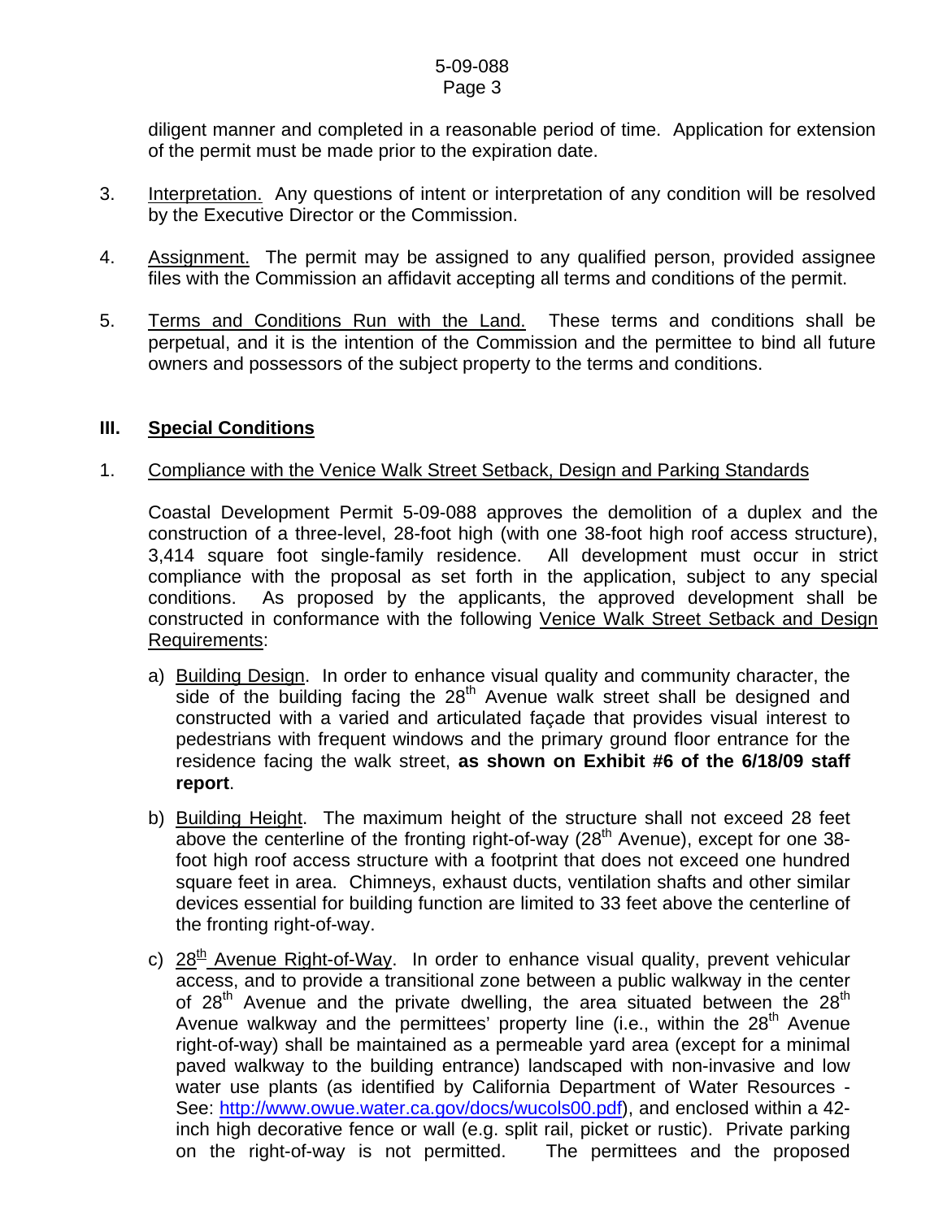diligent manner and completed in a reasonable period of time. Application for extension of the permit must be made prior to the expiration date.

3. Interpretation. Any questions of intent or interpretation of any condition will be resolved by the Executive Director or the Commission.

4. Assignment. The permit may be assigned to any qualified person, provided assignee files with the Commission an affidavit accepting all terms and conditions of the permit.

5. Terms and Conditions Run with the Land. These terms and conditions shall be perpetual, and it is the intention of the Commission and the permittee to bind all future owners and possessors of the subject property to the terms and conditions.

## III. Special Conditions

1. Compliance with the Venice Walk Street Setback, Design and Parking Standards

   Coastal Development Permit 5-09-088 approves the demolition of a duplex and the construction of a three-level, 28-foot high (with one 38-foot high roof access structure), 3,414 square foot single-family residence. All development must occur in strict compliance with the proposal as set forth in the application, subject to any special conditions. As proposed by the applicants, the approved development shall be constructed in conformance with the following Venice Walk Street Setback and Design Requirements:

   a) Building Design. In order to enhance visual quality and community character, the side of the building facing the 28th Avenue walk street shall be designed and constructed with a varied and articulated façade that provides visual interest to pedestrians with frequent windows and the primary ground floor entrance for the residence facing the walk street, **as shown on Exhibit #6 of the 6/18/09 staff report**.

   b) Building Height. The maximum height of the structure shall not exceed 28 feet above the centerline of the fronting right-of-way (28th Avenue), except for one 38-foot high roof access structure with a footprint that does not exceed one hundred square feet in area. Chimneys, exhaust ducts, ventilation shafts and other similar devices essential for building function are limited to 33 feet above the centerline of the fronting right-of-way.

   c) 28th Avenue Right-of-Way. In order to enhance visual quality, prevent vehicular access, and to provide a transitional zone between a public walkway in the center of 28th Avenue and the private dwelling, the area situated between the 28th Avenue walkway and the permittees' property line (i.e., within the 28th Avenue right-of-way) shall be maintained as a permeable yard area (except for a minimal paved walkway to the building entrance) landscaped with non-invasive and low water use plants (as identified by California Department of Water Resources - See: http://www.owue.water.ca.gov/docs/wucols00.pdf), and enclosed within a 42-inch high decorative fence or wall (e.g. split rail, picket or rustic). Private parking on the right-of-way is not permitted. The permittees and the proposed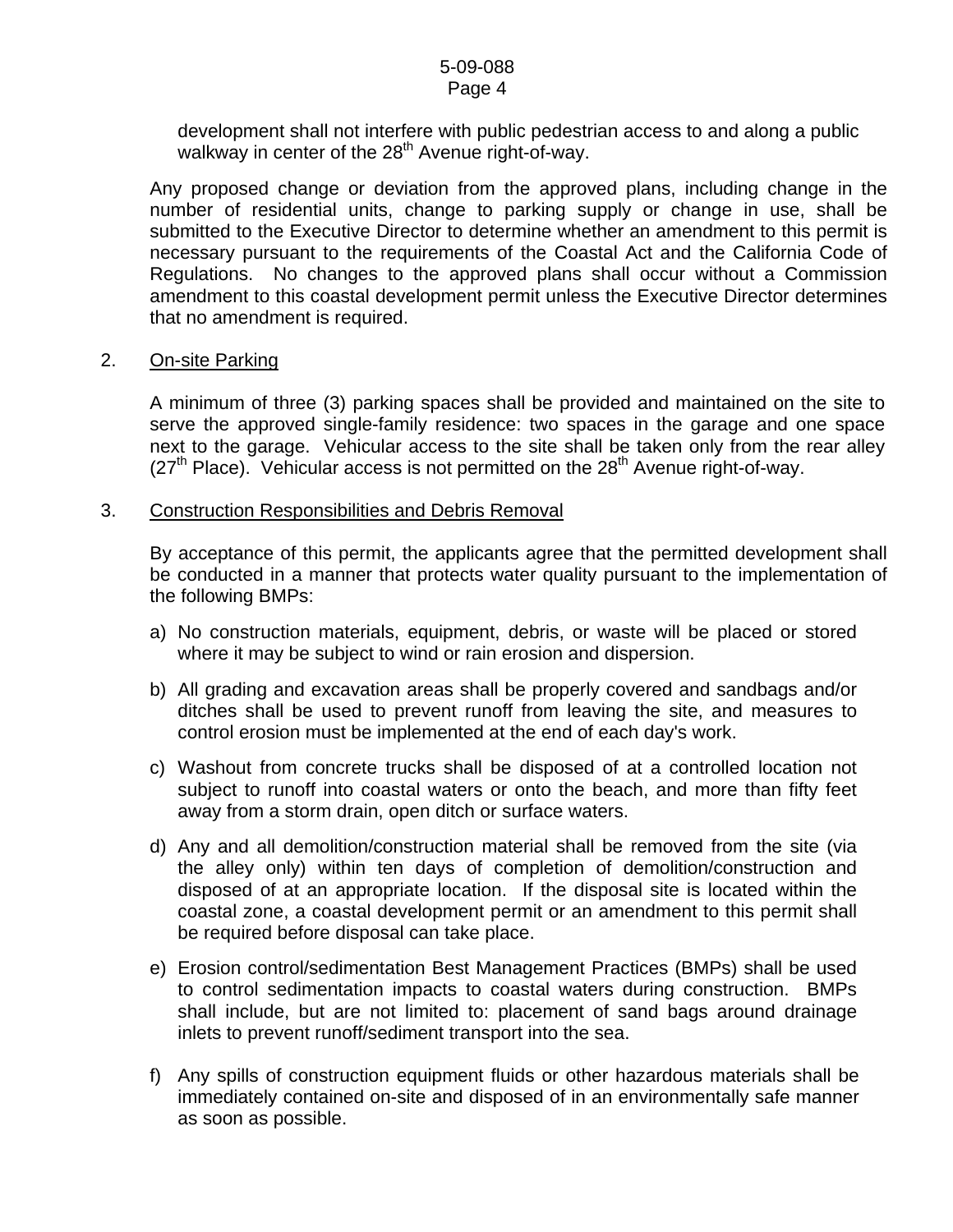development shall not interfere with public pedestrian access to and along a public walkway in center of the 28th Avenue right-of-way.

Any proposed change or deviation from the approved plans, including change in the number of residential units, change to parking supply or change in use, shall be submitted to the Executive Director to determine whether an amendment to this permit is necessary pursuant to the requirements of the Coastal Act and the California Code of Regulations. No changes to the approved plans shall occur without a Commission amendment to this coastal development permit unless the Executive Director determines that no amendment is required.

2. <u>On-site Parking</u>

A minimum of three (3) parking spaces shall be provided and maintained on the site to serve the approved single-family residence: two spaces in the garage and one space next to the garage. Vehicular access to the site shall be taken only from the rear alley (27th Place). Vehicular access is not permitted on the 28th Avenue right-of-way.

3. <u>Construction Responsibilities and Debris Removal</u>

By acceptance of this permit, the applicants agree that the permitted development shall be conducted in a manner that protects water quality pursuant to the implementation of the following BMPs:

a) No construction materials, equipment, debris, or waste will be placed or stored where it may be subject to wind or rain erosion and dispersion.

b) All grading and excavation areas shall be properly covered and sandbags and/or ditches shall be used to prevent runoff from leaving the site, and measures to control erosion must be implemented at the end of each day's work.

c) Washout from concrete trucks shall be disposed of at a controlled location not subject to runoff into coastal waters or onto the beach, and more than fifty feet away from a storm drain, open ditch or surface waters.

d) Any and all demolition/construction material shall be removed from the site (via the alley only) within ten days of completion of demolition/construction and disposed of at an appropriate location. If the disposal site is located within the coastal zone, a coastal development permit or an amendment to this permit shall be required before disposal can take place.

e) Erosion control/sedimentation Best Management Practices (BMPs) shall be used to control sedimentation impacts to coastal waters during construction. BMPs shall include, but are not limited to: placement of sand bags around drainage inlets to prevent runoff/sediment transport into the sea.

f) Any spills of construction equipment fluids or other hazardous materials shall be immediately contained on-site and disposed of in an environmentally safe manner as soon as possible.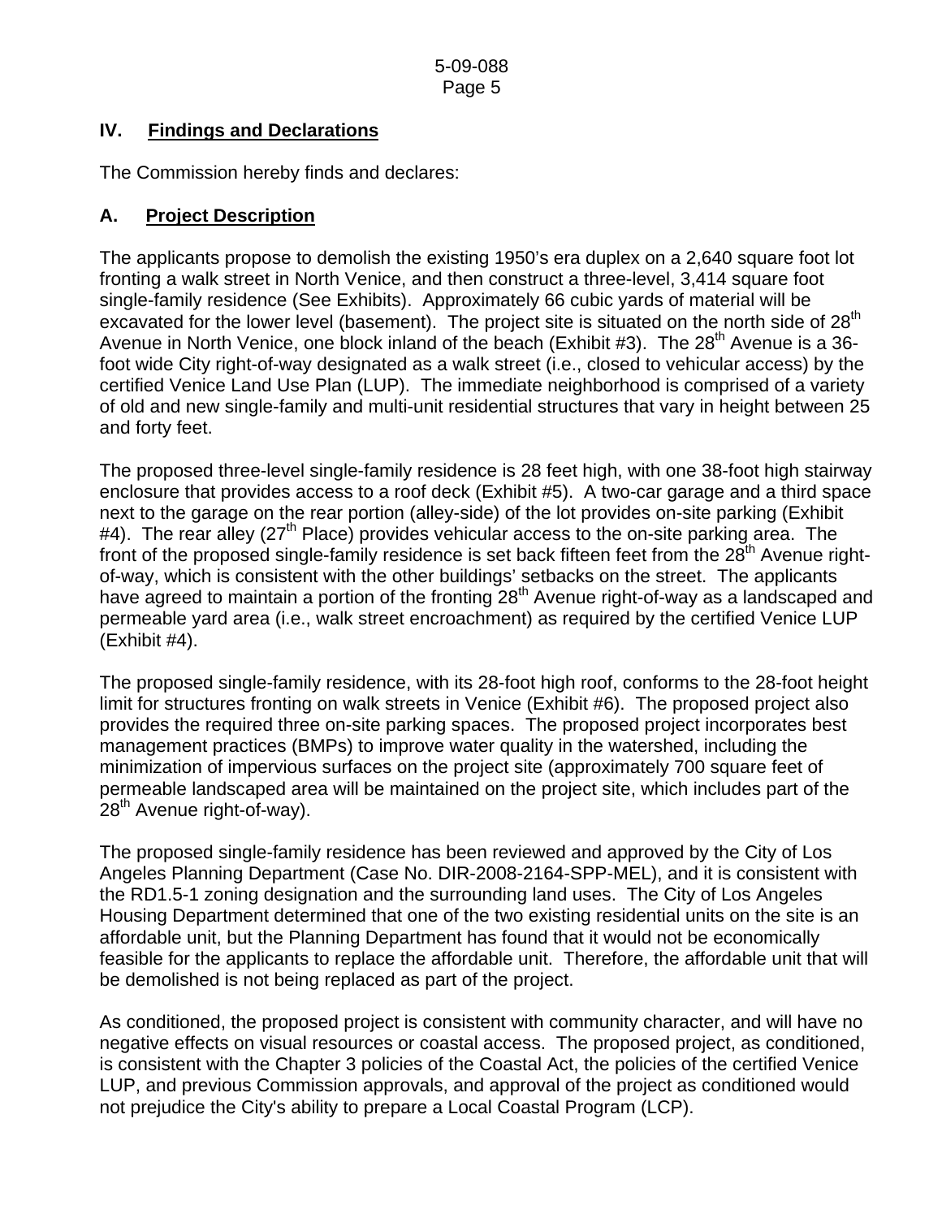## IV. Findings and Declarations

The Commission hereby finds and declares:

### A. Project Description

The applicants propose to demolish the existing 1950's era duplex on a 2,640 square foot lot fronting a walk street in North Venice, and then construct a three-level, 3,414 square foot single-family residence (See Exhibits). Approximately 66 cubic yards of material will be excavated for the lower level (basement). The project site is situated on the north side of 28th Avenue in North Venice, one block inland of the beach (Exhibit #3). The 28th Avenue is a 36-foot wide City right-of-way designated as a walk street (i.e., closed to vehicular access) by the certified Venice Land Use Plan (LUP). The immediate neighborhood is comprised of a variety of old and new single-family and multi-unit residential structures that vary in height between 25 and forty feet.

The proposed three-level single-family residence is 28 feet high, with one 38-foot high stairway enclosure that provides access to a roof deck (Exhibit #5). A two-car garage and a third space next to the garage on the rear portion (alley-side) of the lot provides on-site parking (Exhibit #4). The rear alley (27th Place) provides vehicular access to the on-site parking area. The front of the proposed single-family residence is set back fifteen feet from the 28th Avenue right-of-way, which is consistent with the other buildings' setbacks on the street. The applicants have agreed to maintain a portion of the fronting 28th Avenue right-of-way as a landscaped and permeable yard area (i.e., walk street encroachment) as required by the certified Venice LUP (Exhibit #4).

The proposed single-family residence, with its 28-foot high roof, conforms to the 28-foot height limit for structures fronting on walk streets in Venice (Exhibit #6). The proposed project also provides the required three on-site parking spaces. The proposed project incorporates best management practices (BMPs) to improve water quality in the watershed, including the minimization of impervious surfaces on the project site (approximately 700 square feet of permeable landscaped area will be maintained on the project site, which includes part of the 28th Avenue right-of-way).

The proposed single-family residence has been reviewed and approved by the City of Los Angeles Planning Department (Case No. DIR-2008-2164-SPP-MEL), and it is consistent with the RD1.5-1 zoning designation and the surrounding land uses. The City of Los Angeles Housing Department determined that one of the two existing residential units on the site is an affordable unit, but the Planning Department has found that it would not be economically feasible for the applicants to replace the affordable unit. Therefore, the affordable unit that will be demolished is not being replaced as part of the project.

As conditioned, the proposed project is consistent with community character, and will have no negative effects on visual resources or coastal access. The proposed project, as conditioned, is consistent with the Chapter 3 policies of the Coastal Act, the policies of the certified Venice LUP, and previous Commission approvals, and approval of the project as conditioned would not prejudice the City's ability to prepare a Local Coastal Program (LCP).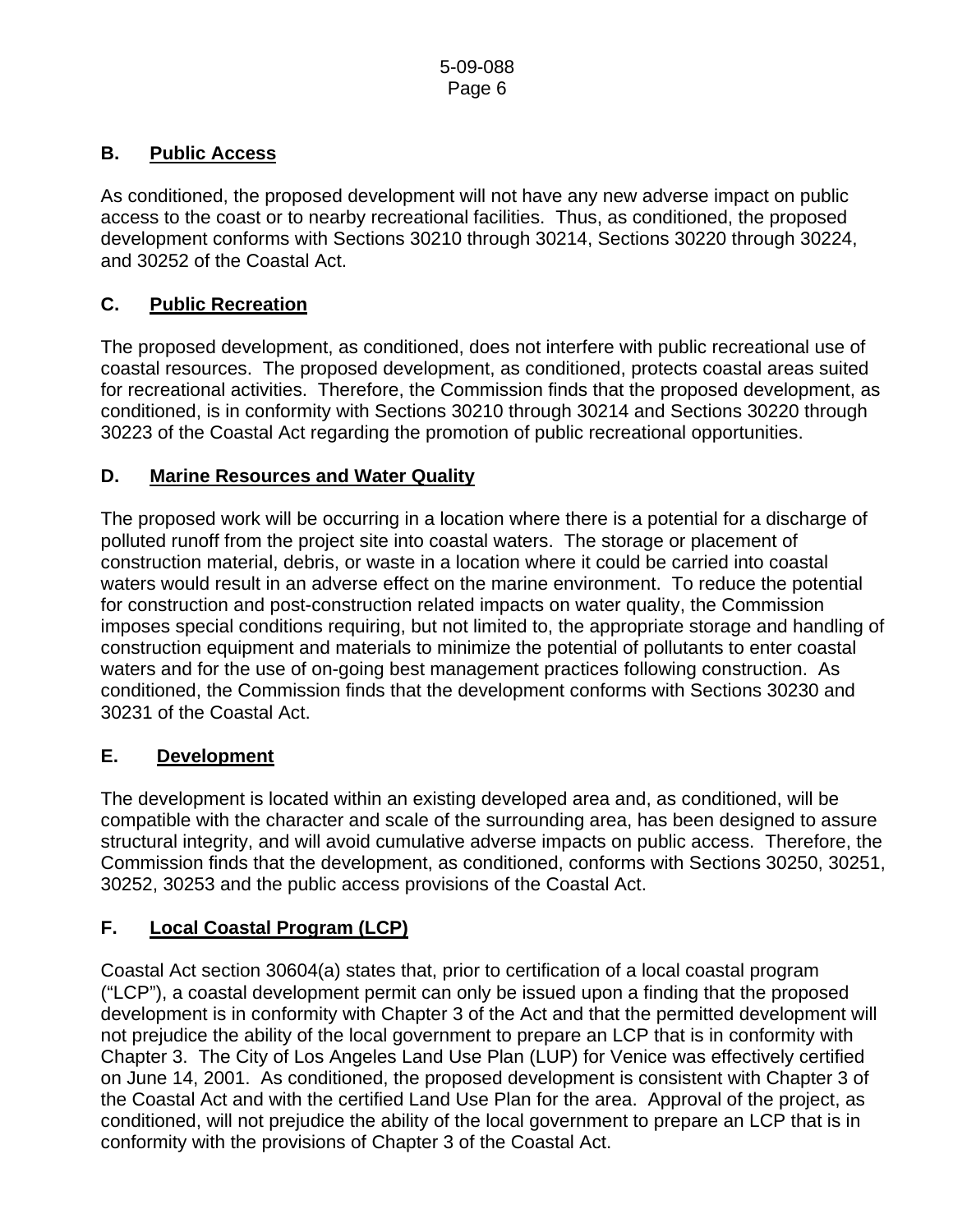### B. Public Access

As conditioned, the proposed development will not have any new adverse impact on public access to the coast or to nearby recreational facilities. Thus, as conditioned, the proposed development conforms with Sections 30210 through 30214, Sections 30220 through 30224, and 30252 of the Coastal Act.

### C. Public Recreation

The proposed development, as conditioned, does not interfere with public recreational use of coastal resources. The proposed development, as conditioned, protects coastal areas suited for recreational activities. Therefore, the Commission finds that the proposed development, as conditioned, is in conformity with Sections 30210 through 30214 and Sections 30220 through 30223 of the Coastal Act regarding the promotion of public recreational opportunities.

### D. Marine Resources and Water Quality

The proposed work will be occurring in a location where there is a potential for a discharge of polluted runoff from the project site into coastal waters. The storage or placement of construction material, debris, or waste in a location where it could be carried into coastal waters would result in an adverse effect on the marine environment. To reduce the potential for construction and post-construction related impacts on water quality, the Commission imposes special conditions requiring, but not limited to, the appropriate storage and handling of construction equipment and materials to minimize the potential of pollutants to enter coastal waters and for the use of on-going best management practices following construction. As conditioned, the Commission finds that the development conforms with Sections 30230 and 30231 of the Coastal Act.

### E. Development

The development is located within an existing developed area and, as conditioned, will be compatible with the character and scale of the surrounding area, has been designed to assure structural integrity, and will avoid cumulative adverse impacts on public access. Therefore, the Commission finds that the development, as conditioned, conforms with Sections 30250, 30251, 30252, 30253 and the public access provisions of the Coastal Act.

### F. Local Coastal Program (LCP)

Coastal Act section 30604(a) states that, prior to certification of a local coastal program ("LCP"), a coastal development permit can only be issued upon a finding that the proposed development is in conformity with Chapter 3 of the Act and that the permitted development will not prejudice the ability of the local government to prepare an LCP that is in conformity with Chapter 3. The City of Los Angeles Land Use Plan (LUP) for Venice was effectively certified on June 14, 2001. As conditioned, the proposed development is consistent with Chapter 3 of the Coastal Act and with the certified Land Use Plan for the area. Approval of the project, as conditioned, will not prejudice the ability of the local government to prepare an LCP that is in conformity with the provisions of Chapter 3 of the Coastal Act.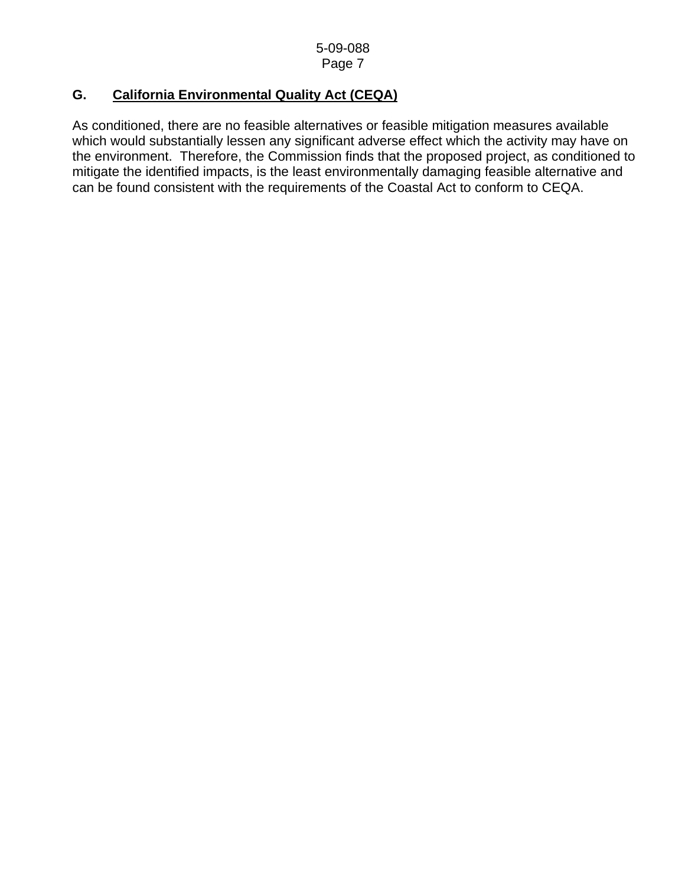## G. <u>California Environmental Quality Act (CEQA)</u>

As conditioned, there are no feasible alternatives or feasible mitigation measures available which would substantially lessen any significant adverse effect which the activity may have on the environment. Therefore, the Commission finds that the proposed project, as conditioned to mitigate the identified impacts, is the least environmentally damaging feasible alternative and can be found consistent with the requirements of the Coastal Act to conform to CEQA.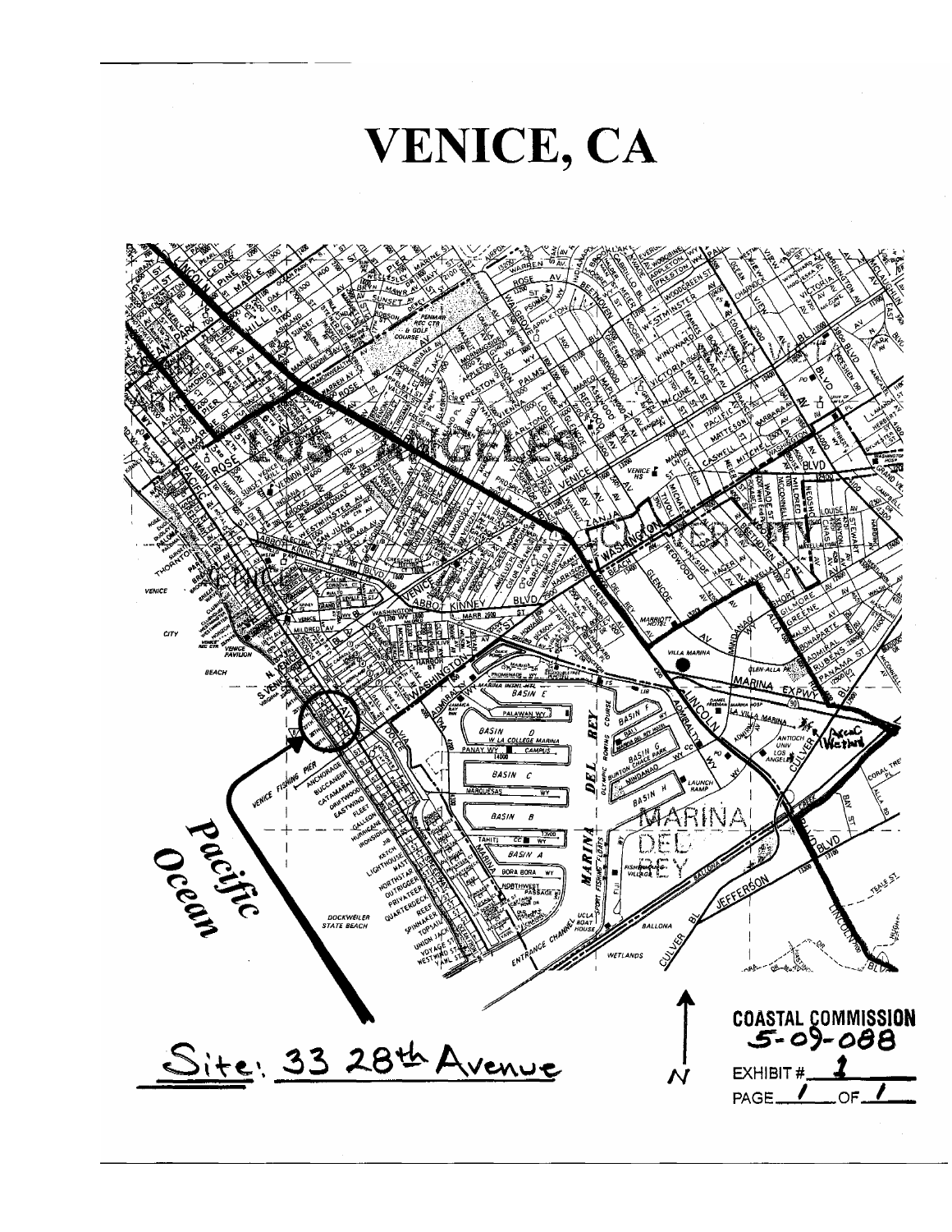# VENICE, CA

Pacific Ocean

Site: 33 28th Avenue

N

COASTAL COMMISSION
5-09-088

EXHIBIT # 1

PAGE 1 OF 1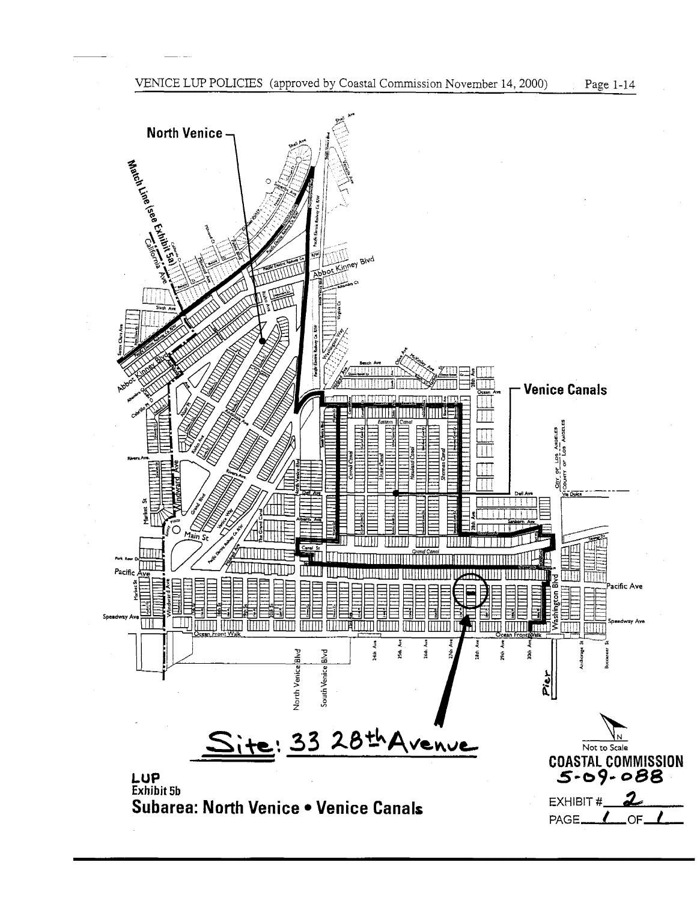VENICE LUP POLICIES (approved by Coastal Commission November 14, 2000)

**North Venice**

**Venice Canals**

Site: 33 28th Avenue

**LUP**
**Exhibit 5b**
**Subarea: North Venice • Venice Canals**

Not to Scale

**COASTAL COMMISSION**
**5-09-088**

EXHIBIT # 2

PAGE 1 OF 1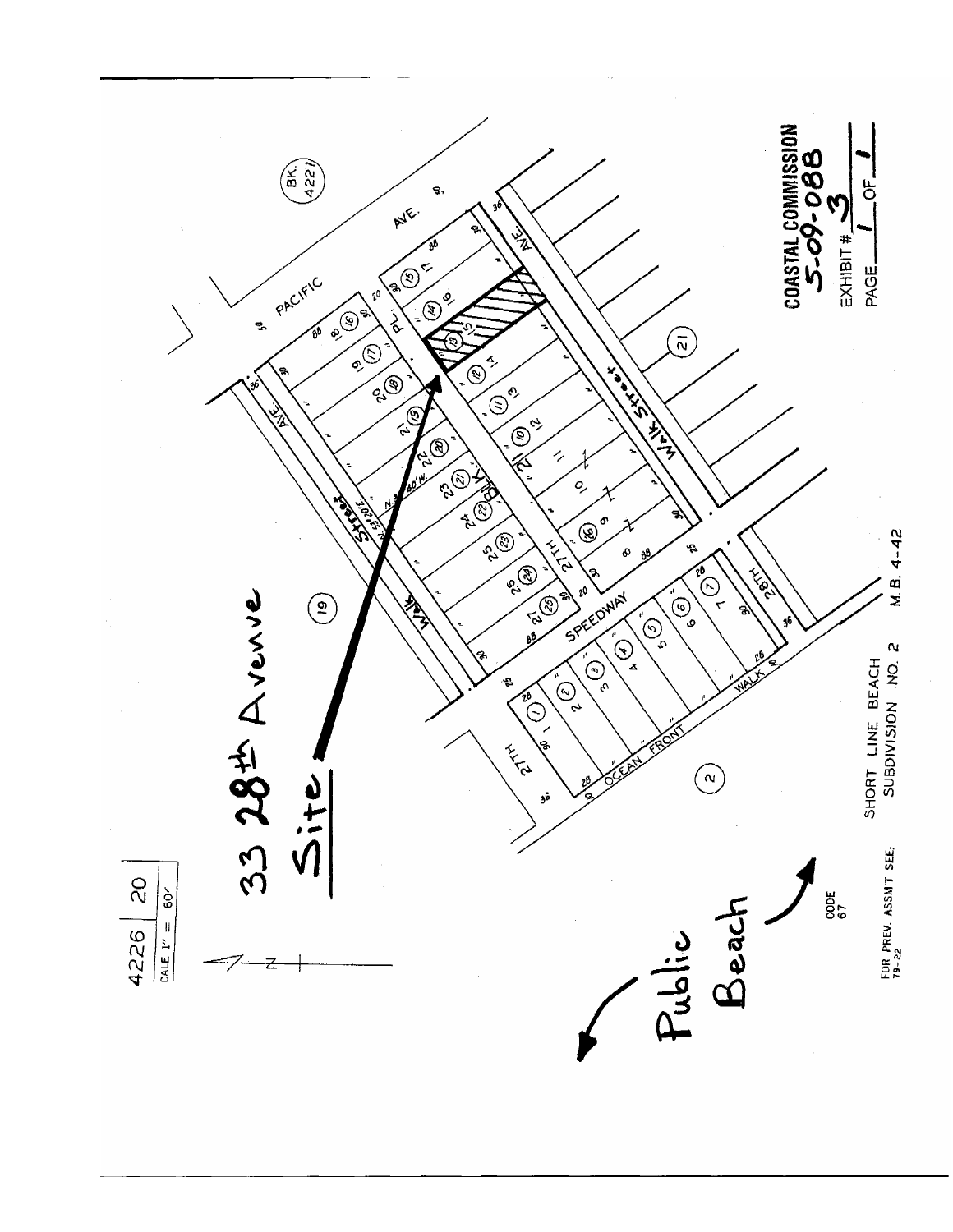4226 | 20

SCALE 1" = 60'

33 28th Avenue

Site

Public Beach

CODE 67

FOR PREV. ASSM'T SEE: 79-22

SHORT LINE BEACH SUBDIVISION NO. 2

M.B. 4-42

PACIFIC AVE.

SPEEDWAY

OCEAN FRONT WALK

27TH AVE.

28TH AVE.

27TH PL.

Walk Street

BK. 4227

**COASTAL COMMISSION**
**5-09-088**

EXHIBIT # 3

PAGE 1 OF 1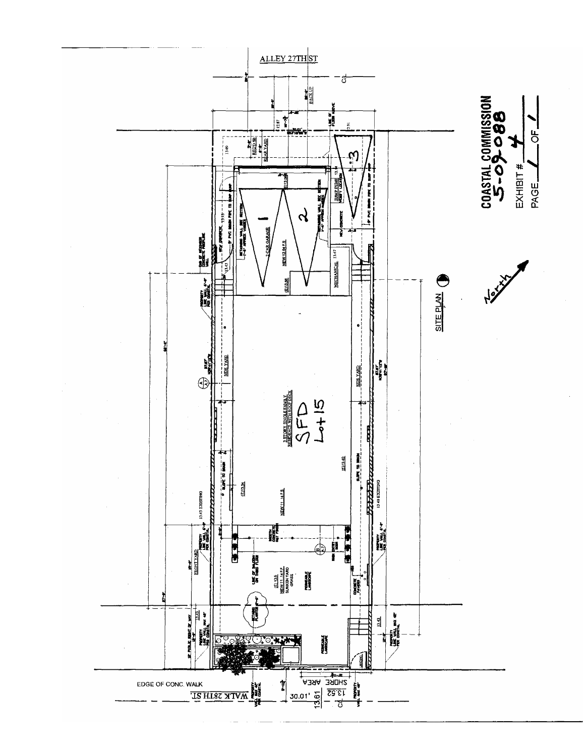ALLEY 27TH ST

REAR YARD

2 CAR GARAGE

MECHANICAL

SUMP PUMP

NEW CONCRETE

SIDE YARD

3 STORY SINGLE FAMILY RESIDENCE WITH ROOF DECK

SFD Lot 15

SIDE YARD

FRONT YARD

SUNKEN YARD GRASS

PERMEABLE LANDSCAPE

PERMEABLE LANDSCAPE

SHORE AREA

EDGE OF CONC. WALK

WALK 28TH ST.

30.01'

13.61

13.52

SITE PLAN

North

**COASTAL COMMISSION**
**5-09-088**

EXHIBIT # 4

PAGE 1 OF 1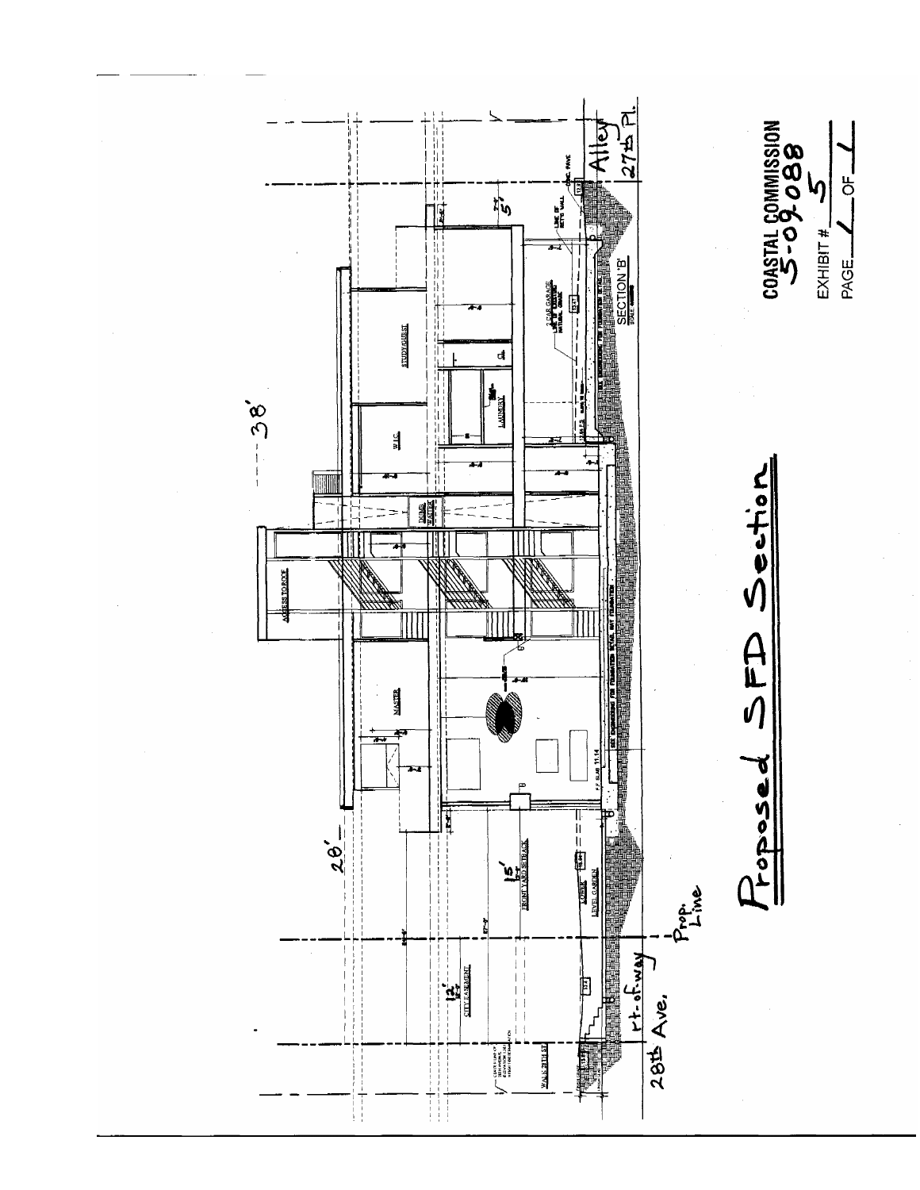# Proposed SFD Section

38'

28'

15'
FRONT YARD SETBACK

12'
CITY EASEMENT

5'

MASTER

ACCESS TO ROOF

DUMB WAITER

W.I.C.

STUDY/GUEST

LAUNDRY

2 CAR GARAGE

LOWER LEVEL GARDEN

WALK 28TH ST

SECTION 'B'

28th Ave. rt.-of-way

Prop. Line

Alley 27th Pl.

COASTAL COMMISSION
5-09-088

EXHIBIT # 5

PAGE 1 OF 1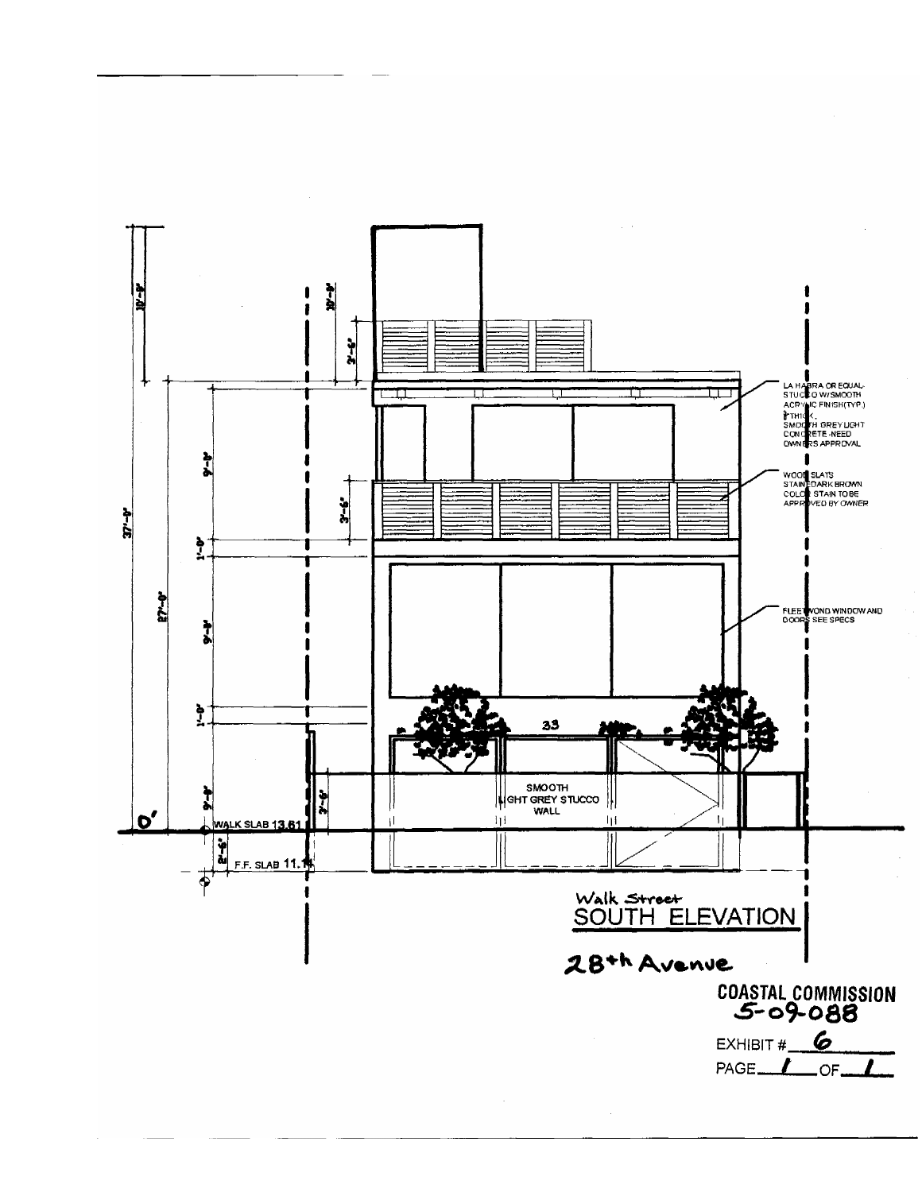10'-0"

10'-0"

3'-6"

LA HABRA OR EQUAL-STUCCO W/SMOOTH ACRYLIC FINISH(TYP.) THICK, SMOOTH GREY LIGHT CONCRETE -NEED OWNERS APPROVAL

9'-0"

WOOD SLATS STAINED DARK BROWN COLOR STAIN TO BE APPROVED BY OWNER

3'-6"

37'-0"

1'-0"

27'-0"

9'-0"

FLEETWOOD WINDOW AND DOORS SEE SPECS

1'-0"

33

SMOOTH LIGHT GREY STUCCO WALL

9'-0"

3'-6"

0'

WALK SLAB 13.81

2'-6"

F.F. SLAB 11.14

Walk Street

SOUTH ELEVATION

28th Avenue

COASTAL COMMISSION
5-09-088

EXHIBIT # 6

PAGE 1 OF 1